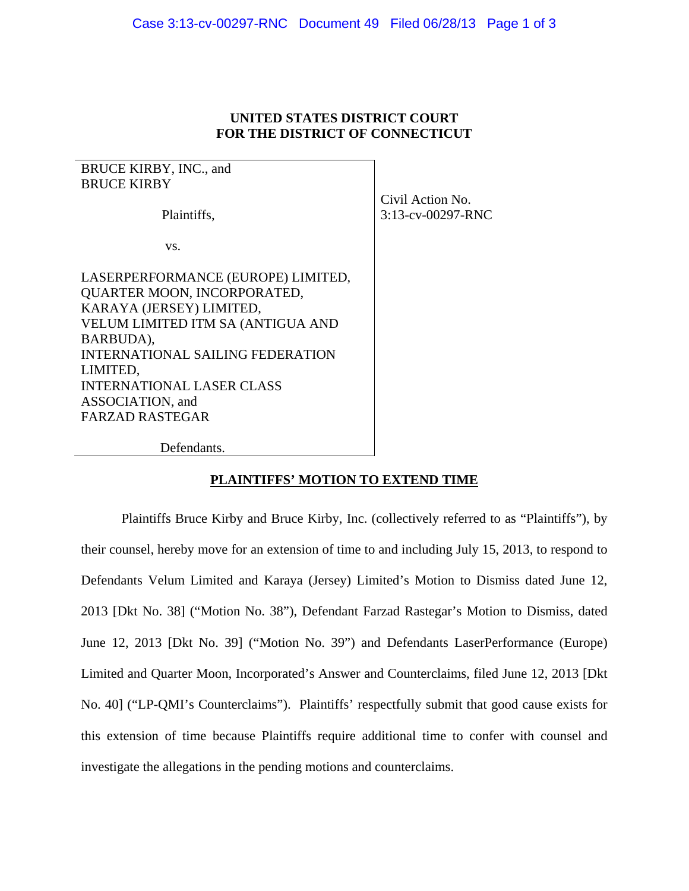# UNITED STATES DISTRICT COURT
# FOR THE DISTRICT OF CONNECTICUT

| | |
|---|---|
| BRUCE KIRBY, INC., and<br>BRUCE KIRBY<br><br>Plaintiffs,<br><br>vs.<br><br>LASERPERFORMANCE (EUROPE) LIMITED,<br>QUARTER MOON, INCORPORATED,<br>KARAYA (JERSEY) LIMITED,<br>VELUM LIMITED ITM SA (ANTIGUA AND BARBUDA),<br>INTERNATIONAL SAILING FEDERATION LIMITED,<br>INTERNATIONAL LASER CLASS ASSOCIATION, and<br>FARZAD RASTEGAR<br><br>Defendants. | Civil Action No.<br>3:13-cv-00297-RNC |

## PLAINTIFFS' MOTION TO EXTEND TIME

Plaintiffs Bruce Kirby and Bruce Kirby, Inc. (collectively referred to as "Plaintiffs"), by their counsel, hereby move for an extension of time to and including July 15, 2013, to respond to Defendants Velum Limited and Karaya (Jersey) Limited's Motion to Dismiss dated June 12, 2013 [Dkt No. 38] ("Motion No. 38"), Defendant Farzad Rastegar's Motion to Dismiss, dated June 12, 2013 [Dkt No. 39] ("Motion No. 39") and Defendants LaserPerformance (Europe) Limited and Quarter Moon, Incorporated's Answer and Counterclaims, filed June 12, 2013 [Dkt No. 40] ("LP-QMI's Counterclaims"). Plaintiffs' respectfully submit that good cause exists for this extension of time because Plaintiffs require additional time to confer with counsel and investigate the allegations in the pending motions and counterclaims.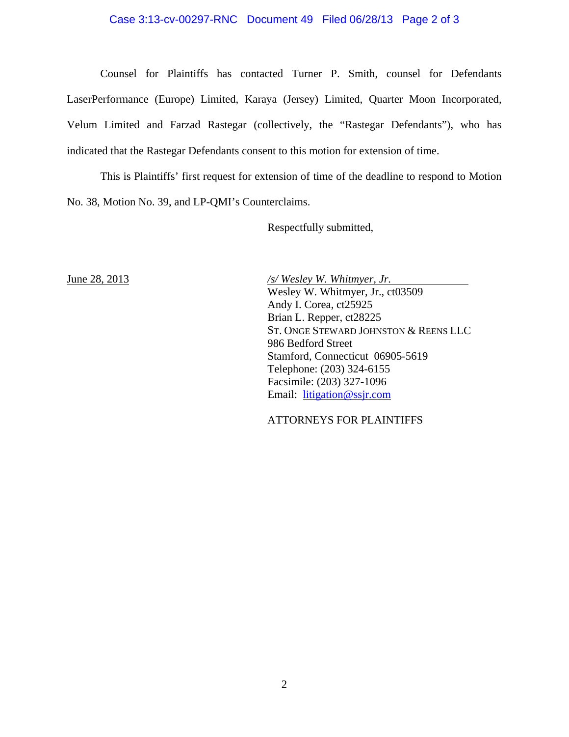Counsel for Plaintiffs has contacted Turner P. Smith, counsel for Defendants LaserPerformance (Europe) Limited, Karaya (Jersey) Limited, Quarter Moon Incorporated, Velum Limited and Farzad Rastegar (collectively, the "Rastegar Defendants"), who has indicated that the Rastegar Defendants consent to this motion for extension of time.

This is Plaintiffs' first request for extension of time of the deadline to respond to Motion No. 38, Motion No. 39, and LP-QMI's Counterclaims.

Respectfully submitted,

June 28, 2013

*/s/ Wesley W. Whitmyer, Jr.*
Wesley W. Whitmyer, Jr., ct03509
Andy I. Corea, ct25925
Brian L. Repper, ct28225
ST. ONGE STEWARD JOHNSTON & REENS LLC
986 Bedford Street
Stamford, Connecticut 06905-5619
Telephone: (203) 324-6155
Facsimile: (203) 327-1096
Email: litigation@ssjr.com

ATTORNEYS FOR PLAINTIFFS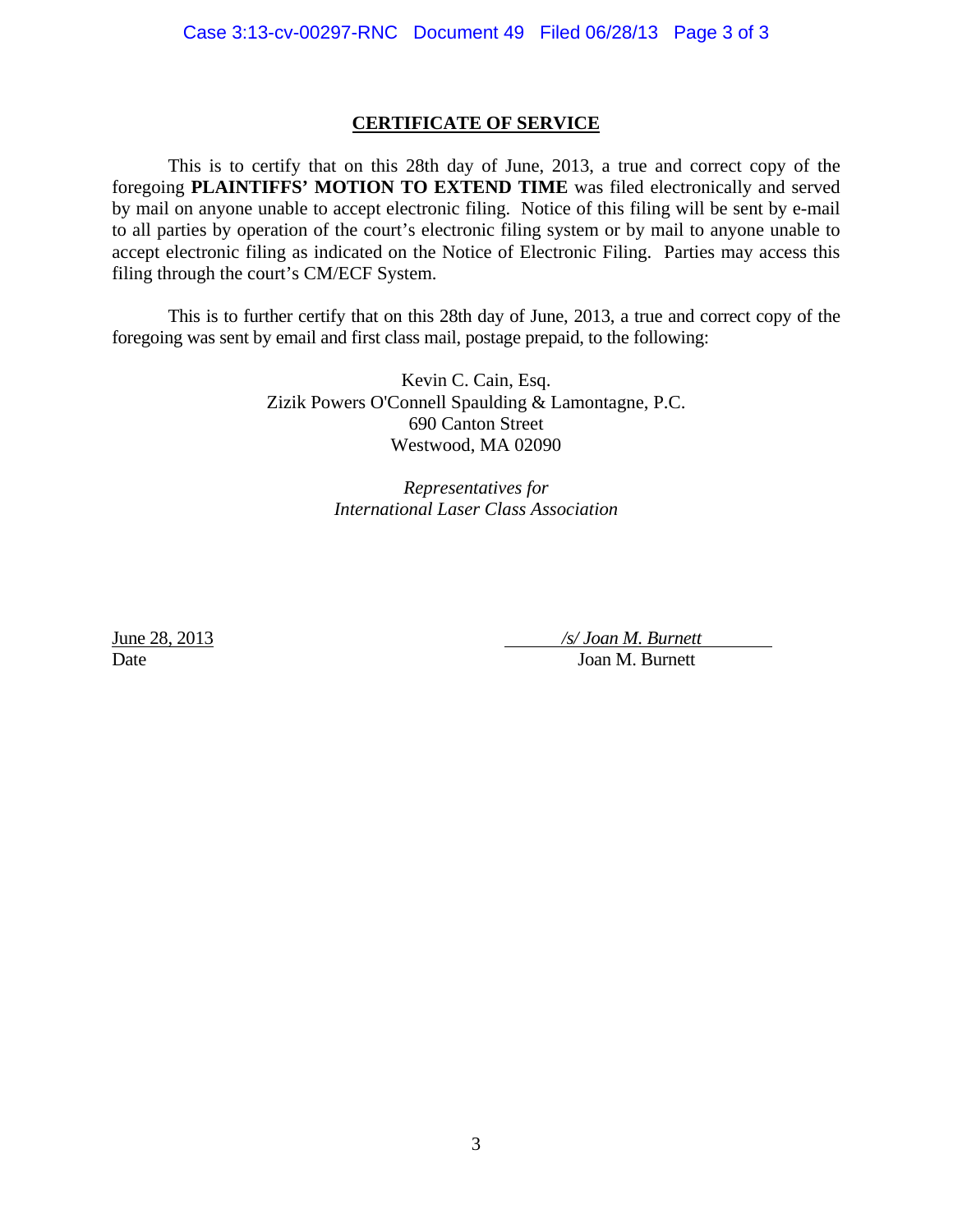## CERTIFICATE OF SERVICE

This is to certify that on this 28th day of June, 2013, a true and correct copy of the foregoing **PLAINTIFFS' MOTION TO EXTEND TIME** was filed electronically and served by mail on anyone unable to accept electronic filing. Notice of this filing will be sent by e-mail to all parties by operation of the court's electronic filing system or by mail to anyone unable to accept electronic filing as indicated on the Notice of Electronic Filing. Parties may access this filing through the court's CM/ECF System.

This is to further certify that on this 28th day of June, 2013, a true and correct copy of the foregoing was sent by email and first class mail, postage prepaid, to the following:

Kevin C. Cain, Esq.
Zizik Powers O'Connell Spaulding & Lamontagne, P.C.
690 Canton Street
Westwood, MA 02090

*Representatives for*
*International Laser Class Association*

June 28, 2013
Date

*/s/ Joan M. Burnett*
Joan M. Burnett